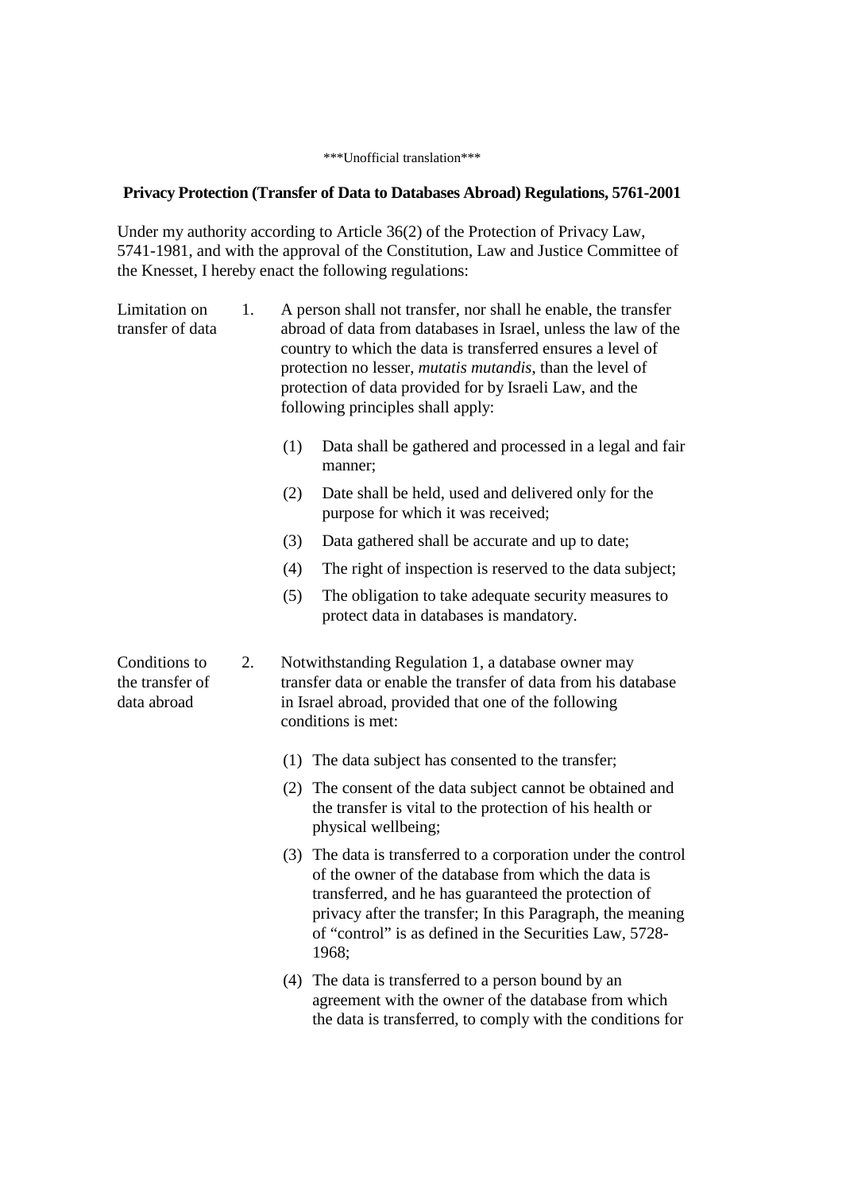\*\*\*Unofficial translation\*\*\*

**Privacy Protection (Transfer of Data to Databases Abroad) Regulations, 5761-2001**

Under my authority according to Article 36(2) of the Protection of Privacy Law, 5741-1981, and with the approval of the Constitution, Law and Justice Committee of the Knesset, I hereby enact the following regulations:

Limitation on transfer of data

1. A person shall not transfer, nor shall he enable, the transfer abroad of data from databases in Israel, unless the law of the country to which the data is transferred ensures a level of protection no lesser, *mutatis mutandis*, than the level of protection of data provided for by Israeli Law, and the following principles shall apply:

   (1) Data shall be gathered and processed in a legal and fair manner;

   (2) Date shall be held, used and delivered only for the purpose for which it was received;

   (3) Data gathered shall be accurate and up to date;

   (4) The right of inspection is reserved to the data subject;

   (5) The obligation to take adequate security measures to protect data in databases is mandatory.

Conditions to the transfer of data abroad

2. Notwithstanding Regulation 1, a database owner may transfer data or enable the transfer of data from his database in Israel abroad, provided that one of the following conditions is met:

   (1) The data subject has consented to the transfer;

   (2) The consent of the data subject cannot be obtained and the transfer is vital to the protection of his health or physical wellbeing;

   (3) The data is transferred to a corporation under the control of the owner of the database from which the data is transferred, and he has guaranteed the protection of privacy after the transfer; In this Paragraph, the meaning of "control" is as defined in the Securities Law, 5728-1968;

   (4) The data is transferred to a person bound by an agreement with the owner of the database from which the data is transferred, to comply with the conditions for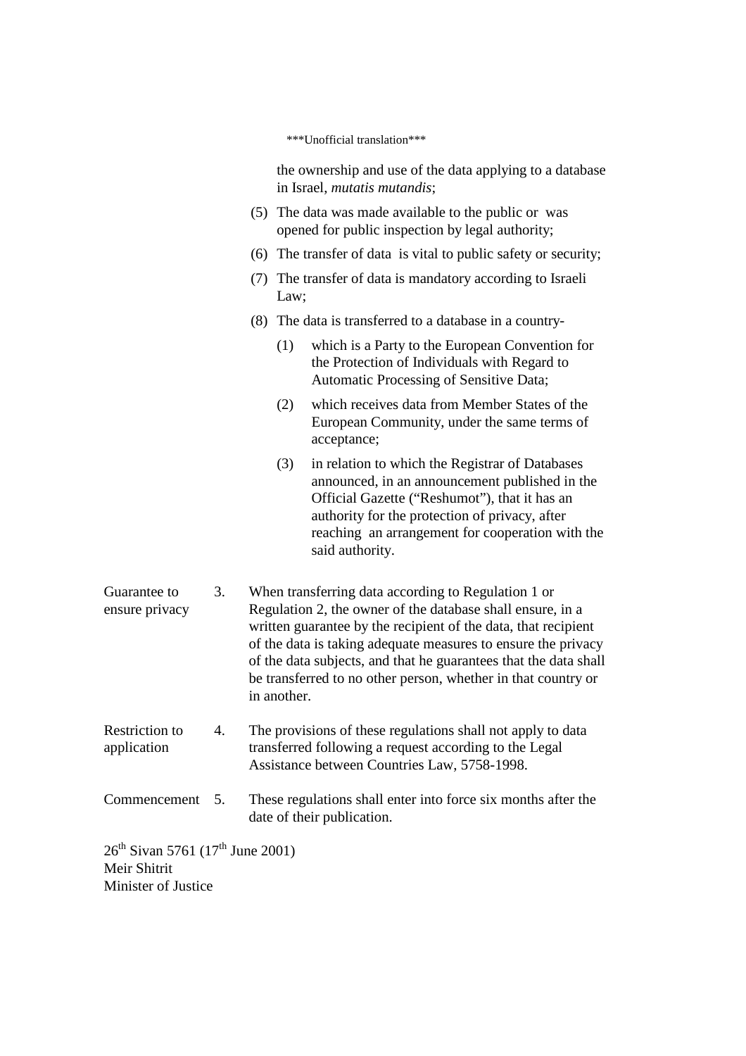***Unofficial translation***

the ownership and use of the data applying to a database in Israel, *mutatis mutandis*;

(5) The data was made available to the public or was opened for public inspection by legal authority;

(6) The transfer of data is vital to public safety or security;

(7) The transfer of data is mandatory according to Israeli Law;

(8) The data is transferred to a database in a country-

  (1) which is a Party to the European Convention for the Protection of Individuals with Regard to Automatic Processing of Sensitive Data;

  (2) which receives data from Member States of the European Community, under the same terms of acceptance;

  (3) in relation to which the Registrar of Databases announced, in an announcement published in the Official Gazette ("Reshumot"), that it has an authority for the protection of privacy, after reaching an arrangement for cooperation with the said authority.

**Guarantee to ensure privacy**

3. When transferring data according to Regulation 1 or Regulation 2, the owner of the database shall ensure, in a written guarantee by the recipient of the data, that recipient of the data is taking adequate measures to ensure the privacy of the data subjects, and that he guarantees that the data shall be transferred to no other person, whether in that country or in another.

**Restriction to application**

4. The provisions of these regulations shall not apply to data transferred following a request according to the Legal Assistance between Countries Law, 5758-1998.

**Commencement**

5. These regulations shall enter into force six months after the date of their publication.

26th Sivan 5761 (17th June 2001)
Meir Shitrit
Minister of Justice